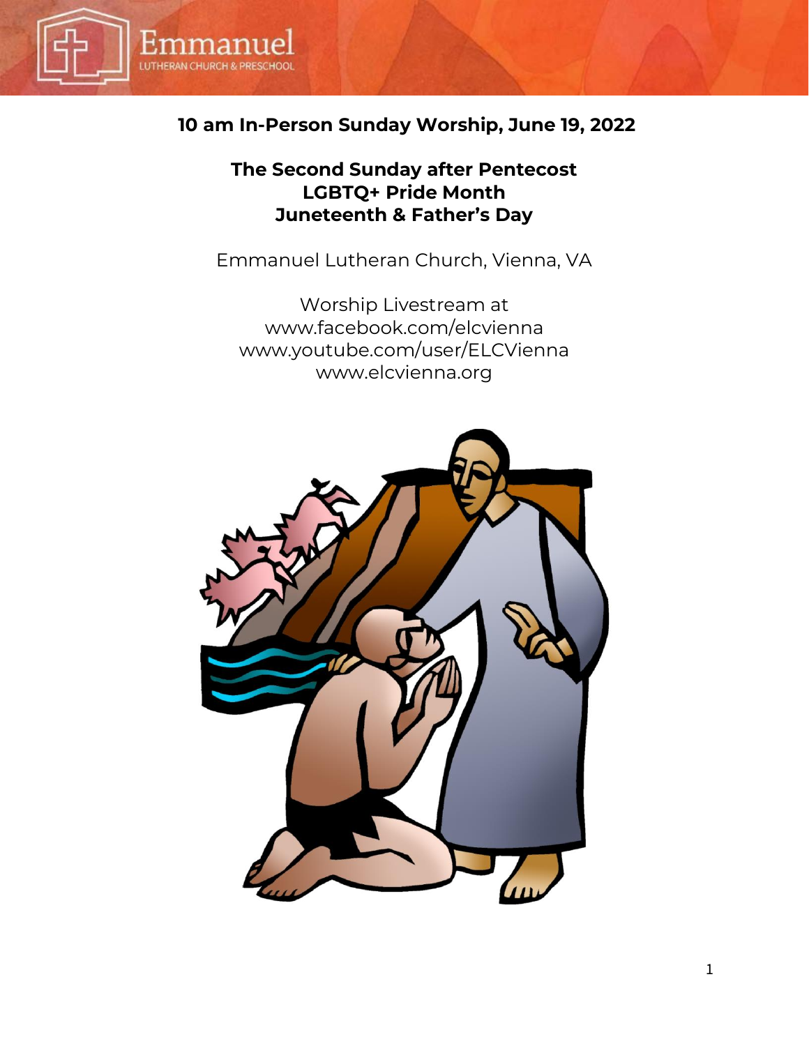Emmanuel
LUTHERAN CHURCH & PRESCHOOL

# 10 am In-Person Sunday Worship, June 19, 2022

## The Second Sunday after Pentecost
## LGBTQ+ Pride Month
## Juneteenth & Father's Day

Emmanuel Lutheran Church, Vienna, VA

Worship Livestream at
www.facebook.com/elcvienna
www.youtube.com/user/ELCVienna
www.elcvienna.org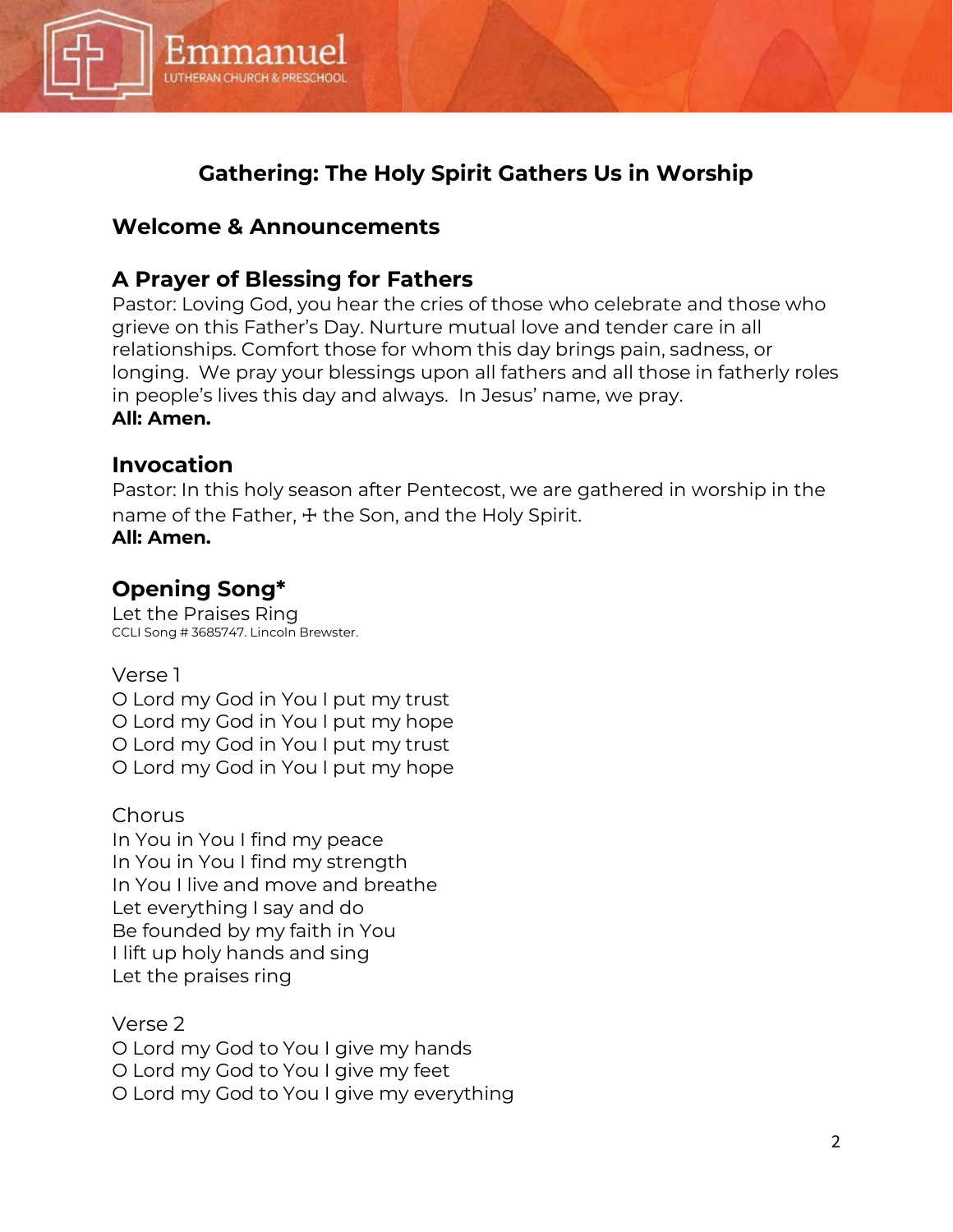## Gathering: The Holy Spirit Gathers Us in Worship

### Welcome & Announcements

### A Prayer of Blessing for Fathers

Pastor: Loving God, you hear the cries of those who celebrate and those who grieve on this Father's Day. Nurture mutual love and tender care in all relationships. Comfort those for whom this day brings pain, sadness, or longing. We pray your blessings upon all fathers and all those in fatherly roles in people's lives this day and always. In Jesus' name, we pray.
**All: Amen.**

### Invocation

Pastor: In this holy season after Pentecost, we are gathered in worship in the name of the Father, ☩ the Son, and the Holy Spirit.
**All: Amen.**

### Opening Song*

Let the Praises Ring
CCLI Song # 3685747. Lincoln Brewster.

Verse 1
O Lord my God in You I put my trust
O Lord my God in You I put my hope
O Lord my God in You I put my trust
O Lord my God in You I put my hope

Chorus
In You in You I find my peace
In You in You I find my strength
In You I live and move and breathe
Let everything I say and do
Be founded by my faith in You
I lift up holy hands and sing
Let the praises ring

Verse 2
O Lord my God to You I give my hands
O Lord my God to You I give my feet
O Lord my God to You I give my everything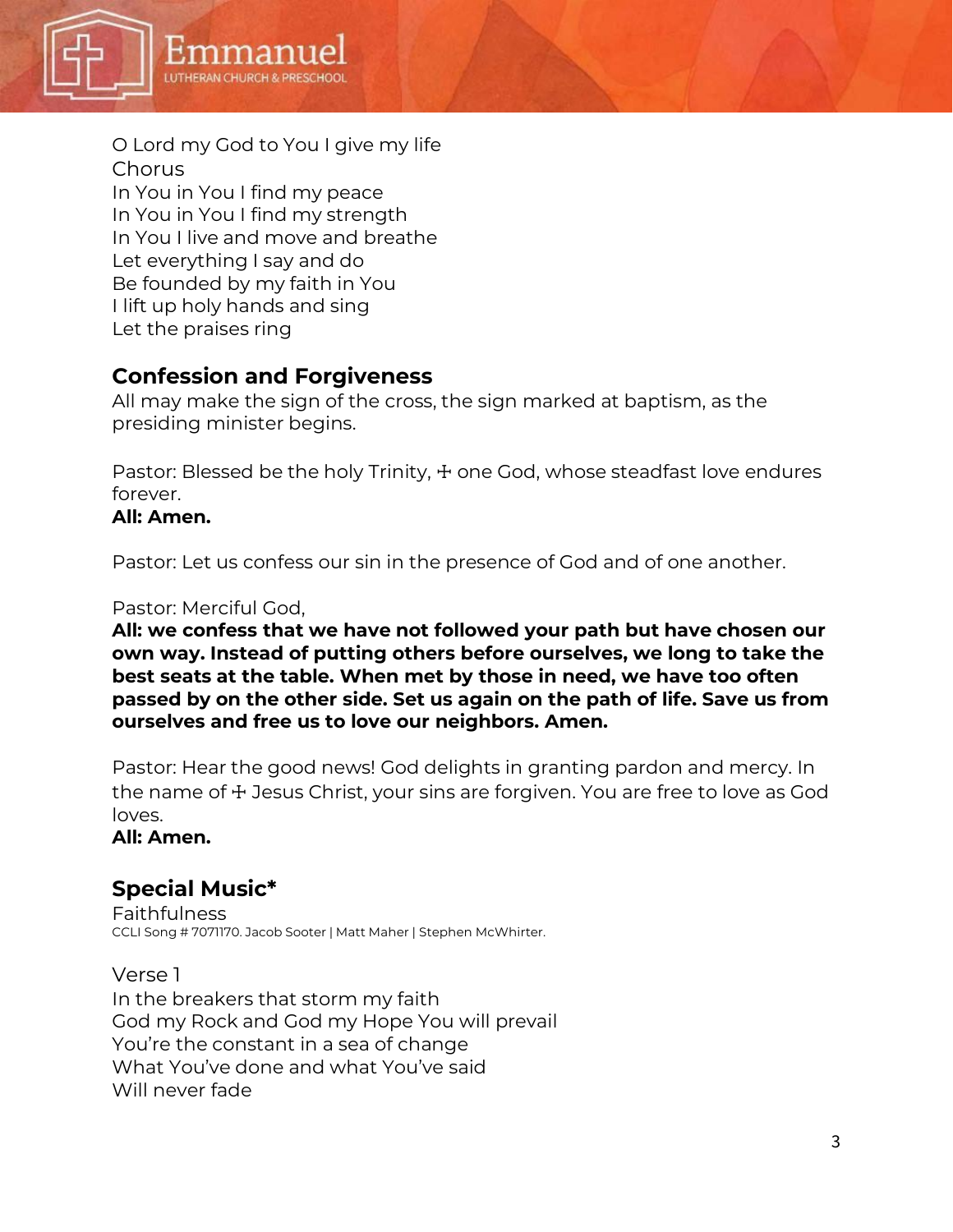O Lord my God to You I give my life
Chorus
In You in You I find my peace
In You in You I find my strength
In You I live and move and breathe
Let everything I say and do
Be founded by my faith in You
I lift up holy hands and sing
Let the praises ring

## Confession and Forgiveness

All may make the sign of the cross, the sign marked at baptism, as the presiding minister begins.

Pastor: Blessed be the holy Trinity, ☩ one God, whose steadfast love endures forever.
**All: Amen.**

Pastor: Let us confess our sin in the presence of God and of one another.

Pastor: Merciful God,
**All: we confess that we have not followed your path but have chosen our own way. Instead of putting others before ourselves, we long to take the best seats at the table. When met by those in need, we have too often passed by on the other side. Set us again on the path of life. Save us from ourselves and free us to love our neighbors. Amen.**

Pastor: Hear the good news! God delights in granting pardon and mercy. In the name of ☩ Jesus Christ, your sins are forgiven. You are free to love as God loves.
**All: Amen.**

## Special Music*

Faithfulness
CCLI Song # 7071170. Jacob Sooter | Matt Maher | Stephen McWhirter.

Verse 1
In the breakers that storm my faith
God my Rock and God my Hope You will prevail
You're the constant in a sea of change
What You've done and what You've said
Will never fade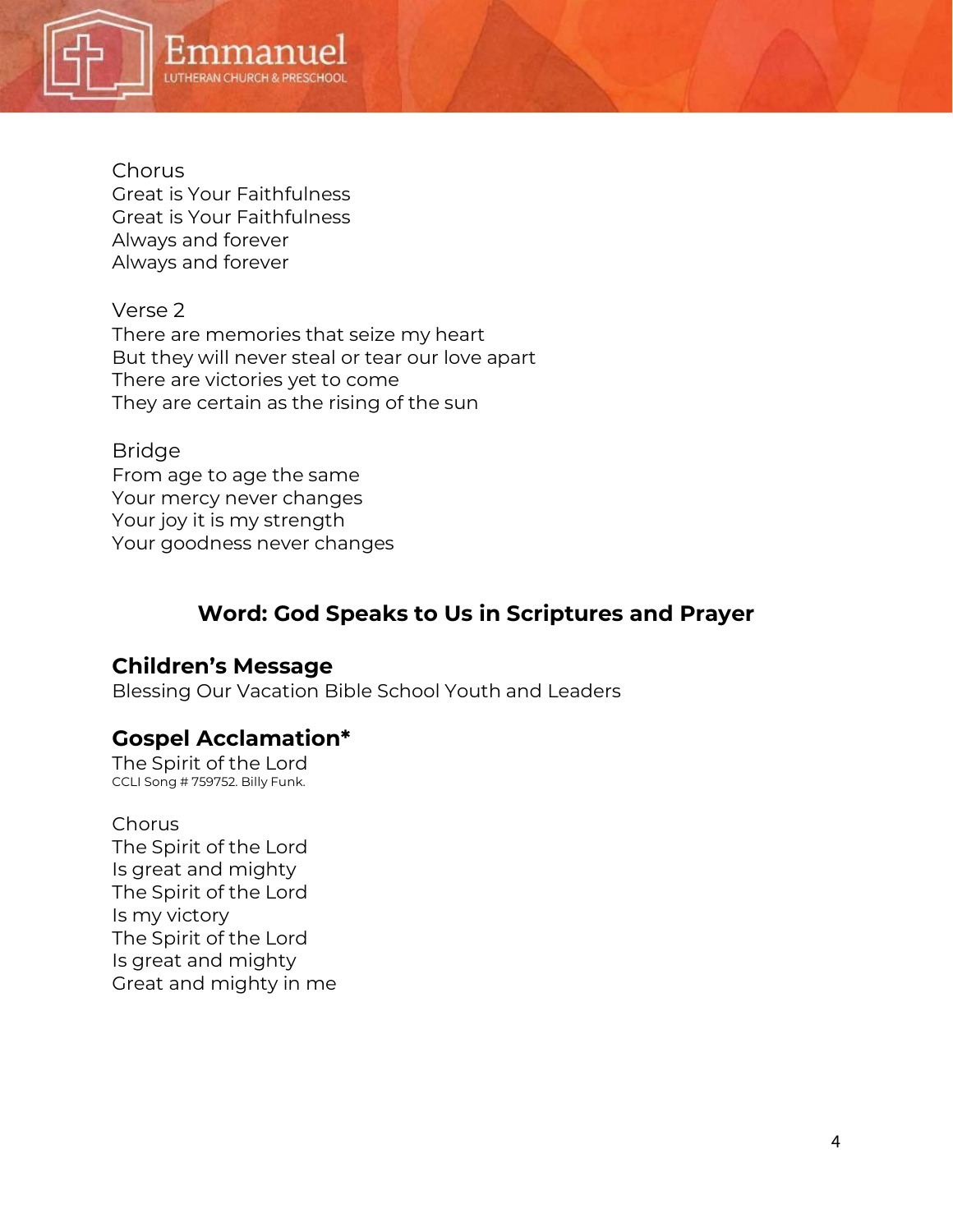Chorus
Great is Your Faithfulness
Great is Your Faithfulness
Always and forever
Always and forever

Verse 2
There are memories that seize my heart
But they will never steal or tear our love apart
There are victories yet to come
They are certain as the rising of the sun

Bridge
From age to age the same
Your mercy never changes
Your joy it is my strength
Your goodness never changes

## Word: God Speaks to Us in Scriptures and Prayer

### Children's Message

Blessing Our Vacation Bible School Youth and Leaders

### Gospel Acclamation*

The Spirit of the Lord
CCLI Song # 759752. Billy Funk.

Chorus
The Spirit of the Lord
Is great and mighty
The Spirit of the Lord
Is my victory
The Spirit of the Lord
Is great and mighty
Great and mighty in me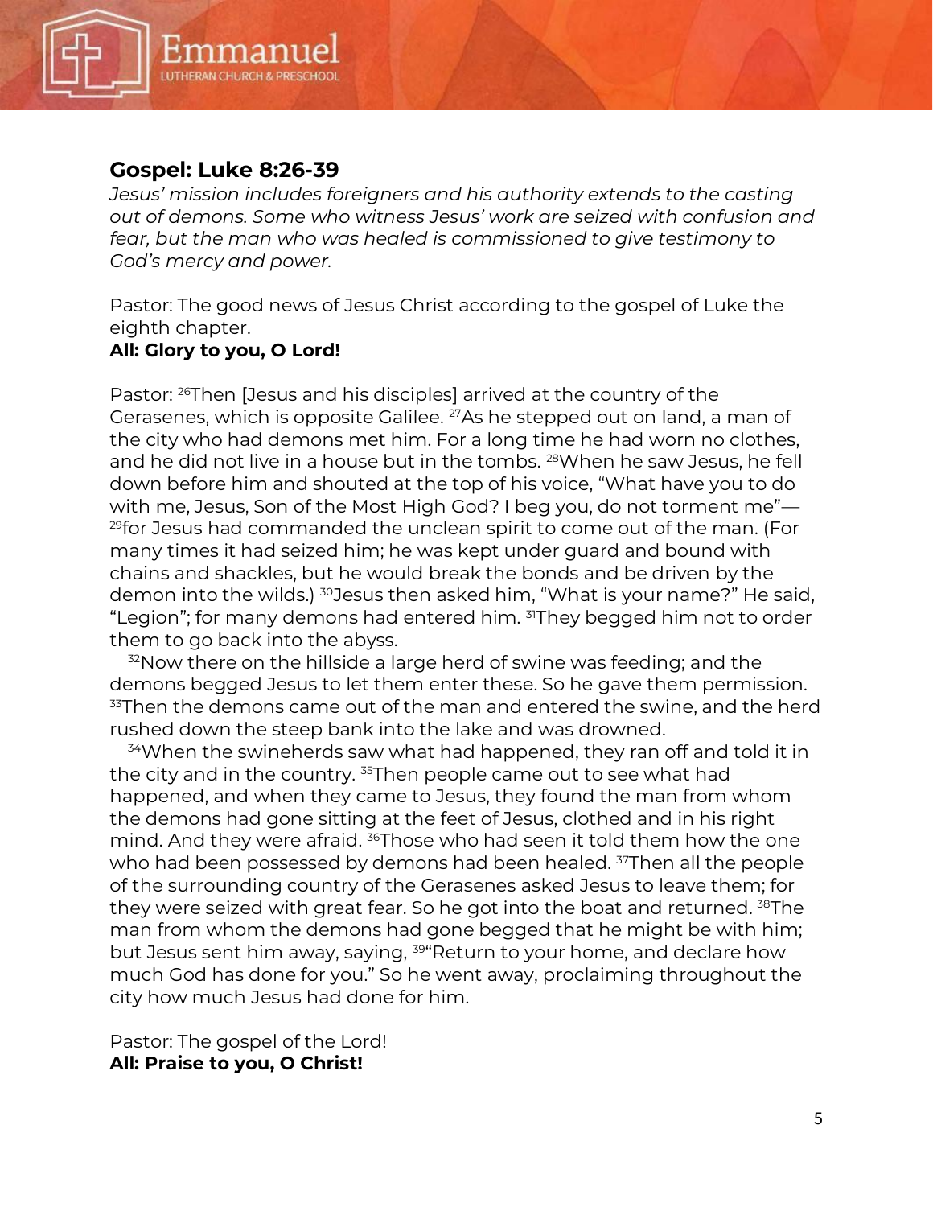## Gospel: Luke 8:26-39

*Jesus' mission includes foreigners and his authority extends to the casting out of demons. Some who witness Jesus' work are seized with confusion and fear, but the man who was healed is commissioned to give testimony to God's mercy and power.*

Pastor: The good news of Jesus Christ according to the gospel of Luke the eighth chapter.
**All: Glory to you, O Lord!**

Pastor: [26]Then [Jesus and his disciples] arrived at the country of the Gerasenes, which is opposite Galilee. [27]As he stepped out on land, a man of the city who had demons met him. For a long time he had worn no clothes, and he did not live in a house but in the tombs. [28]When he saw Jesus, he fell down before him and shouted at the top of his voice, "What have you to do with me, Jesus, Son of the Most High God? I beg you, do not torment me"—[29]for Jesus had commanded the unclean spirit to come out of the man. (For many times it had seized him; he was kept under guard and bound with chains and shackles, but he would break the bonds and be driven by the demon into the wilds.) [30]Jesus then asked him, "What is your name?" He said, "Legion"; for many demons had entered him. [31]They begged him not to order them to go back into the abyss.

[32]Now there on the hillside a large herd of swine was feeding; and the demons begged Jesus to let them enter these. So he gave them permission. [33]Then the demons came out of the man and entered the swine, and the herd rushed down the steep bank into the lake and was drowned.

[34]When the swineherds saw what had happened, they ran off and told it in the city and in the country. [35]Then people came out to see what had happened, and when they came to Jesus, they found the man from whom the demons had gone sitting at the feet of Jesus, clothed and in his right mind. And they were afraid. [36]Those who had seen it told them how the one who had been possessed by demons had been healed. [37]Then all the people of the surrounding country of the Gerasenes asked Jesus to leave them; for they were seized with great fear. So he got into the boat and returned. [38]The man from whom the demons had gone begged that he might be with him; but Jesus sent him away, saying, [39]"Return to your home, and declare how much God has done for you." So he went away, proclaiming throughout the city how much Jesus had done for him.

Pastor: The gospel of the Lord!
**All: Praise to you, O Christ!**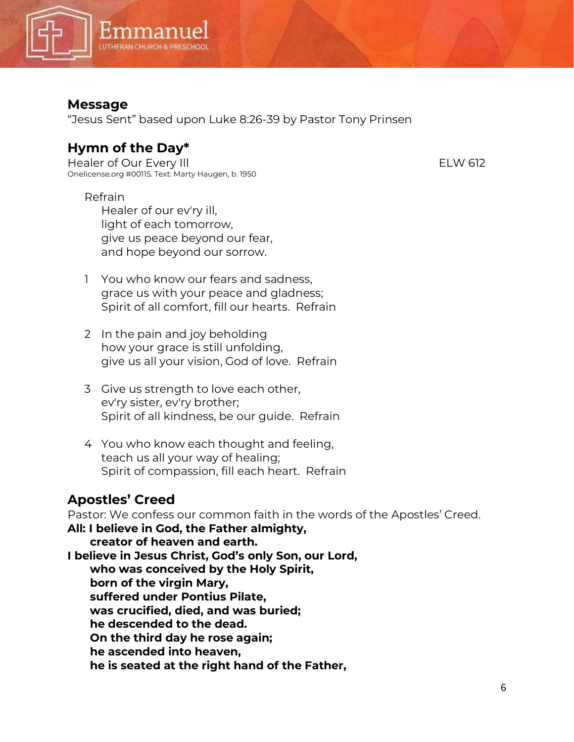## Message

"Jesus Sent" based upon Luke 8:26-39 by Pastor Tony Prinsen

## Hymn of the Day*

Healer of Our Every Ill — ELW 612

Onelicense.org #00115. Text: Marty Haugen, b. 1950

Refrain
Healer of our ev'ry ill,
light of each tomorrow,
give us peace beyond our fear,
and hope beyond our sorrow.

1 You who know our fears and sadness,
grace us with your peace and gladness;
Spirit of all comfort, fill our hearts. Refrain

2 In the pain and joy beholding
how your grace is still unfolding,
give us all your vision, God of love. Refrain

3 Give us strength to love each other,
ev'ry sister, ev'ry brother;
Spirit of all kindness, be our guide. Refrain

4 You who know each thought and feeling,
teach us all your way of healing;
Spirit of compassion, fill each heart. Refrain

## Apostles' Creed

Pastor: We confess our common faith in the words of the Apostles' Creed.

**All: I believe in God, the Father almighty,**
**creator of heaven and earth.**
**I believe in Jesus Christ, God's only Son, our Lord,**
**who was conceived by the Holy Spirit,**
**born of the virgin Mary,**
**suffered under Pontius Pilate,**
**was crucified, died, and was buried;**
**he descended to the dead.**
**On the third day he rose again;**
**he ascended into heaven,**
**he is seated at the right hand of the Father,**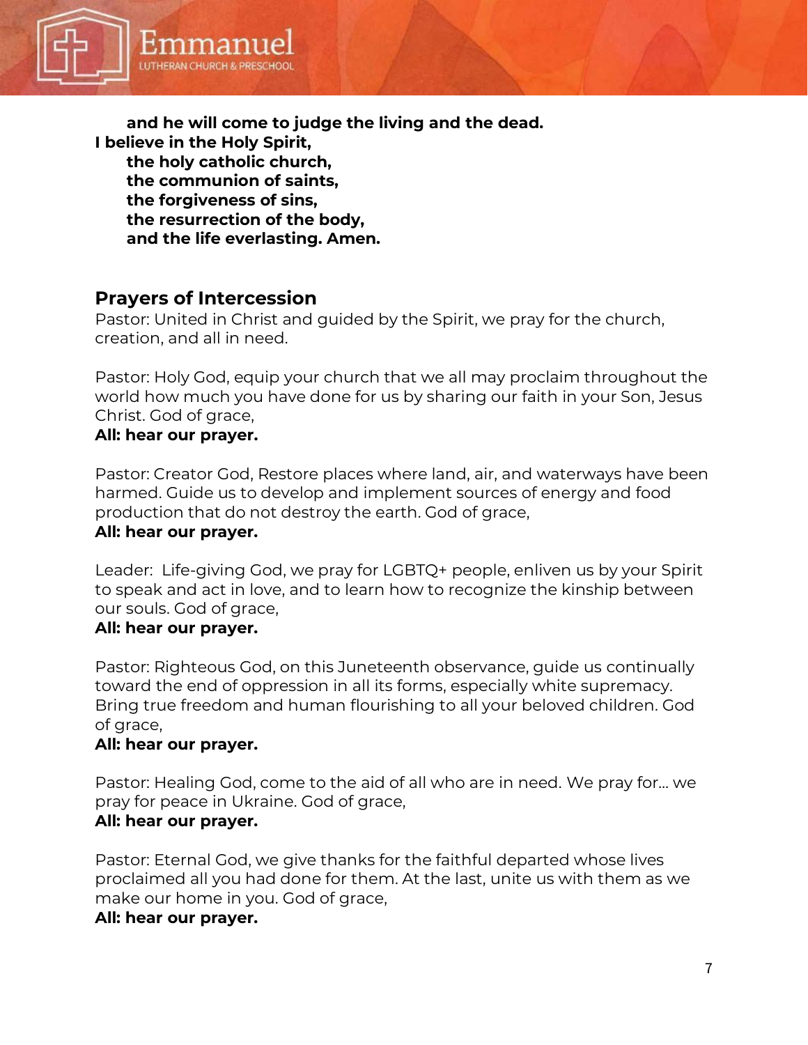**and he will come to judge the living and the dead.**
**I believe in the Holy Spirit,**
**the holy catholic church,**
**the communion of saints,**
**the forgiveness of sins,**
**the resurrection of the body,**
**and the life everlasting. Amen.**

## Prayers of Intercession

Pastor: United in Christ and guided by the Spirit, we pray for the church, creation, and all in need.

Pastor: Holy God, equip your church that we all may proclaim throughout the world how much you have done for us by sharing our faith in your Son, Jesus Christ. God of grace,
**All: hear our prayer.**

Pastor: Creator God, Restore places where land, air, and waterways have been harmed. Guide us to develop and implement sources of energy and food production that do not destroy the earth. God of grace,
**All: hear our prayer.**

Leader: Life-giving God, we pray for LGBTQ+ people, enliven us by your Spirit to speak and act in love, and to learn how to recognize the kinship between our souls. God of grace,
**All: hear our prayer.**

Pastor: Righteous God, on this Juneteenth observance, guide us continually toward the end of oppression in all its forms, especially white supremacy. Bring true freedom and human flourishing to all your beloved children. God of grace,
**All: hear our prayer.**

Pastor: Healing God, come to the aid of all who are in need. We pray for… we pray for peace in Ukraine. God of grace,
**All: hear our prayer.**

Pastor: Eternal God, we give thanks for the faithful departed whose lives proclaimed all you had done for them. At the last, unite us with them as we make our home in you. God of grace,
**All: hear our prayer.**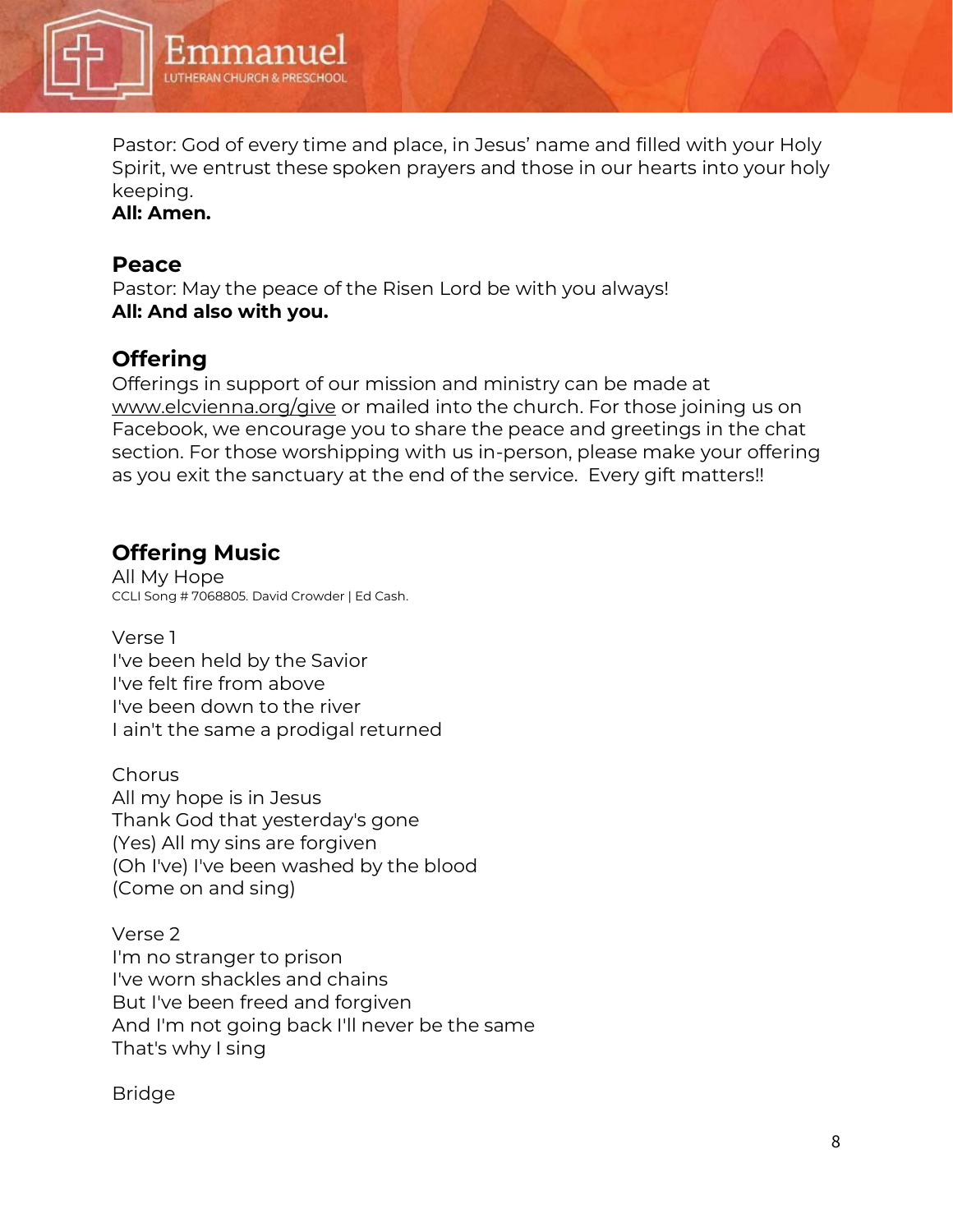Pastor: God of every time and place, in Jesus' name and filled with your Holy Spirit, we entrust these spoken prayers and those in our hearts into your holy keeping.
**All: Amen.**

## Peace

Pastor: May the peace of the Risen Lord be with you always!
**All: And also with you.**

## Offering

Offerings in support of our mission and ministry can be made at www.elcvienna.org/give or mailed into the church. For those joining us on Facebook, we encourage you to share the peace and greetings in the chat section. For those worshipping with us in-person, please make your offering as you exit the sanctuary at the end of the service. Every gift matters!!

## Offering Music

All My Hope
CCLI Song # 7068805. David Crowder | Ed Cash.

Verse 1
I've been held by the Savior
I've felt fire from above
I've been down to the river
I ain't the same a prodigal returned

Chorus
All my hope is in Jesus
Thank God that yesterday's gone
(Yes) All my sins are forgiven
(Oh I've) I've been washed by the blood
(Come on and sing)

Verse 2
I'm no stranger to prison
I've worn shackles and chains
But I've been freed and forgiven
And I'm not going back I'll never be the same
That's why I sing

Bridge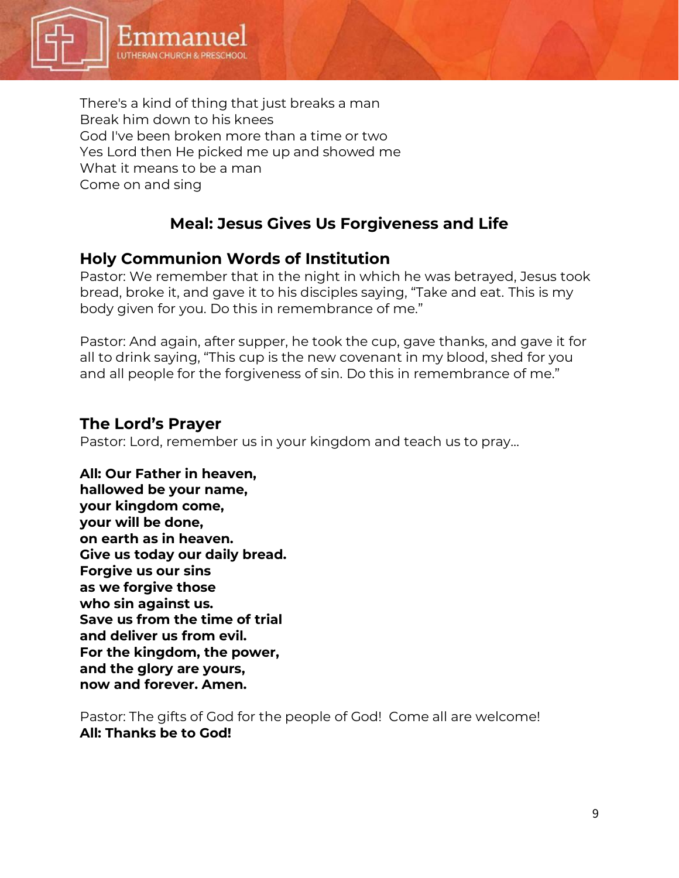There's a kind of thing that just breaks a man  
Break him down to his knees  
God I've been broken more than a time or two  
Yes Lord then He picked me up and showed me  
What it means to be a man  
Come on and sing

## Meal: Jesus Gives Us Forgiveness and Life

### Holy Communion Words of Institution

Pastor: We remember that in the night in which he was betrayed, Jesus took bread, broke it, and gave it to his disciples saying, "Take and eat. This is my body given for you. Do this in remembrance of me."

Pastor: And again, after supper, he took the cup, gave thanks, and gave it for all to drink saying, "This cup is the new covenant in my blood, shed for you and all people for the forgiveness of sin. Do this in remembrance of me."

### The Lord's Prayer

Pastor: Lord, remember us in your kingdom and teach us to pray…

**All: Our Father in heaven,**  
**hallowed be your name,**  
**your kingdom come,**  
**your will be done,**  
**on earth as in heaven.**  
**Give us today our daily bread.**  
**Forgive us our sins**  
**as we forgive those**  
**who sin against us.**  
**Save us from the time of trial**  
**and deliver us from evil.**  
**For the kingdom, the power,**  
**and the glory are yours,**  
**now and forever. Amen.**

Pastor: The gifts of God for the people of God!  Come all are welcome!  
**All: Thanks be to God!**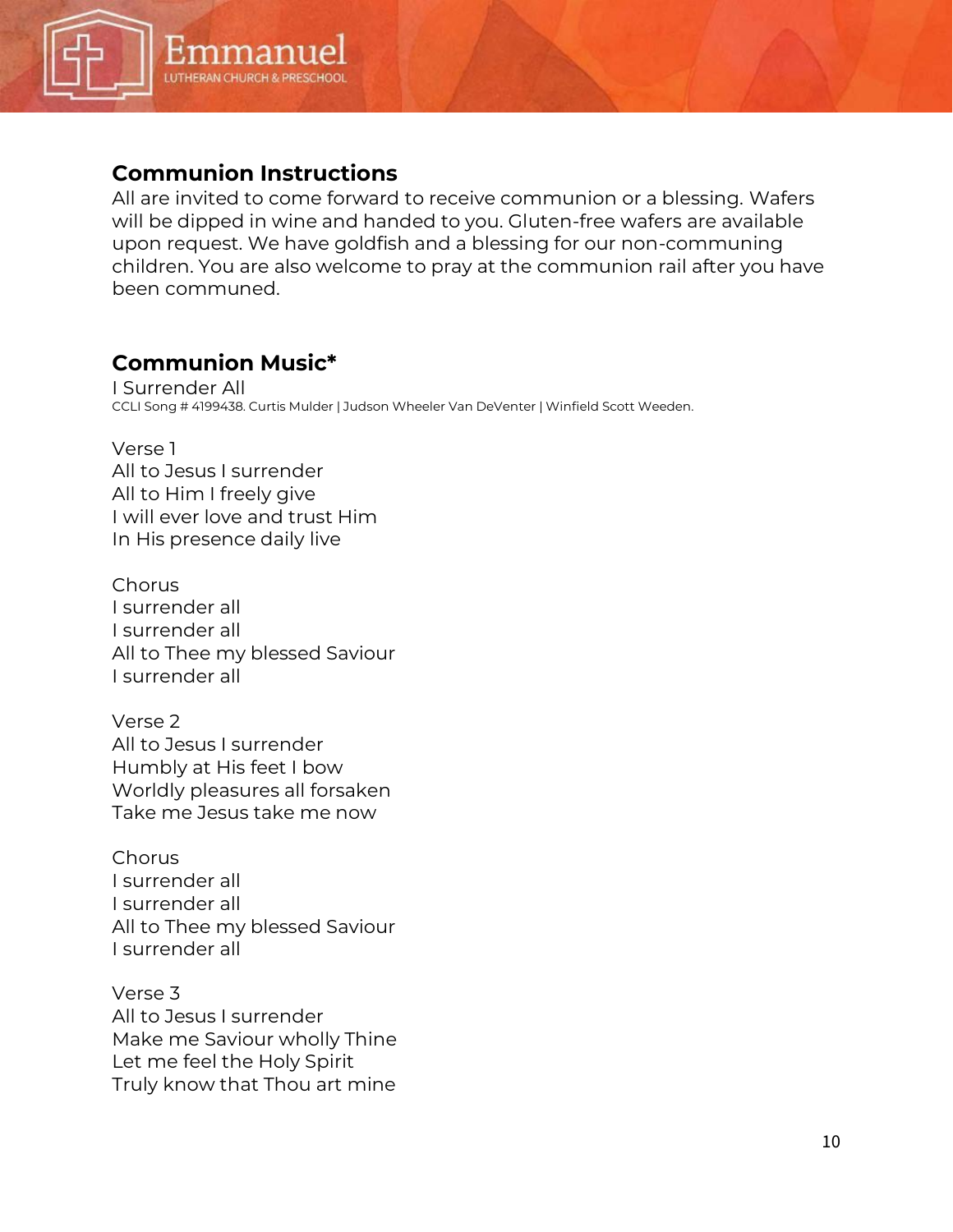## Communion Instructions

All are invited to come forward to receive communion or a blessing. Wafers will be dipped in wine and handed to you. Gluten-free wafers are available upon request. We have goldfish and a blessing for our non-communing children. You are also welcome to pray at the communion rail after you have been communed.

## Communion Music*

I Surrender All
CCLI Song # 4199438. Curtis Mulder | Judson Wheeler Van DeVenter | Winfield Scott Weeden.

Verse 1
All to Jesus I surrender
All to Him I freely give
I will ever love and trust Him
In His presence daily live

Chorus
I surrender all
I surrender all
All to Thee my blessed Saviour
I surrender all

Verse 2
All to Jesus I surrender
Humbly at His feet I bow
Worldly pleasures all forsaken
Take me Jesus take me now

Chorus
I surrender all
I surrender all
All to Thee my blessed Saviour
I surrender all

Verse 3
All to Jesus I surrender
Make me Saviour wholly Thine
Let me feel the Holy Spirit
Truly know that Thou art mine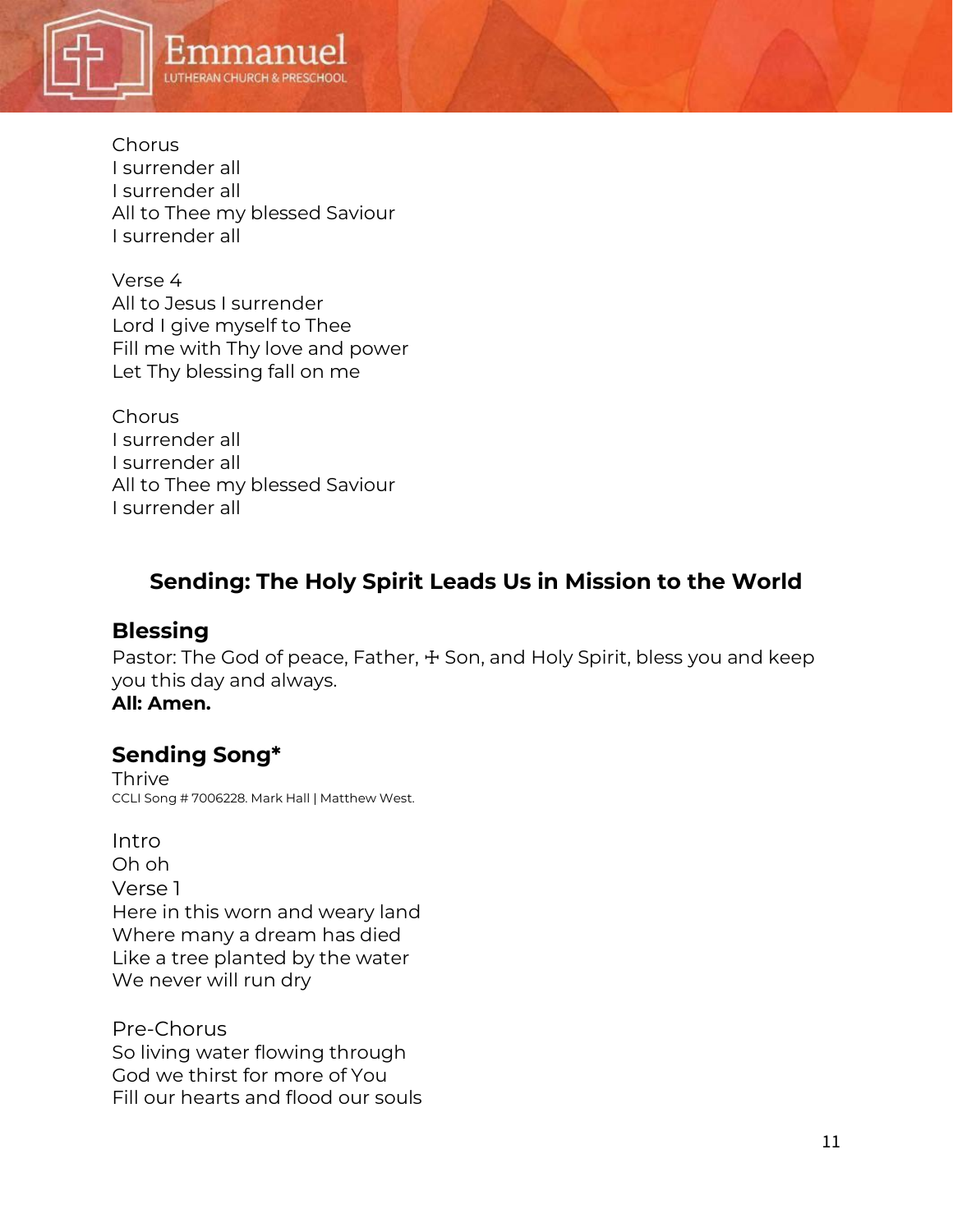Chorus
I surrender all
I surrender all
All to Thee my blessed Saviour
I surrender all

Verse 4
All to Jesus I surrender
Lord I give myself to Thee
Fill me with Thy love and power
Let Thy blessing fall on me

Chorus
I surrender all
I surrender all
All to Thee my blessed Saviour
I surrender all

## Sending: The Holy Spirit Leads Us in Mission to the World

### Blessing

Pastor: The God of peace, Father, ☩ Son, and Holy Spirit, bless you and keep you this day and always.
**All: Amen.**

### Sending Song*

Thrive
CCLI Song # 7006228. Mark Hall | Matthew West.

Intro
Oh oh
Verse 1
Here in this worn and weary land
Where many a dream has died
Like a tree planted by the water
We never will run dry

Pre-Chorus
So living water flowing through
God we thirst for more of You
Fill our hearts and flood our souls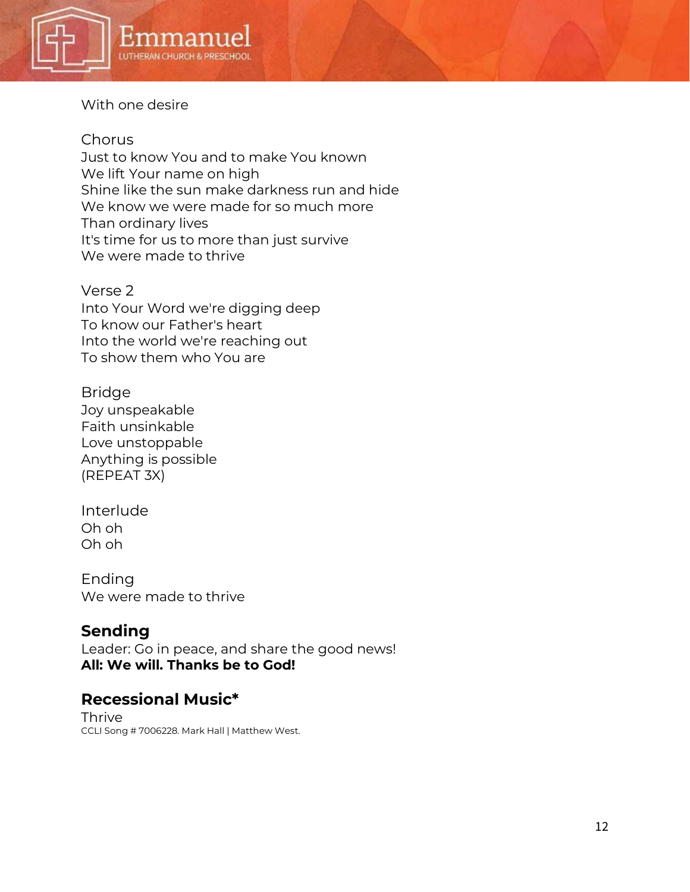With one desire

Chorus
Just to know You and to make You known
We lift Your name on high
Shine like the sun make darkness run and hide
We know we were made for so much more
Than ordinary lives
It's time for us to more than just survive
We were made to thrive

Verse 2
Into Your Word we're digging deep
To know our Father's heart
Into the world we're reaching out
To show them who You are

Bridge
Joy unspeakable
Faith unsinkable
Love unstoppable
Anything is possible
(REPEAT 3X)

Interlude
Oh oh
Oh oh

Ending
We were made to thrive

## Sending

Leader: Go in peace, and share the good news!
**All: We will. Thanks be to God!**

## Recessional Music*

Thrive
CCLI Song # 7006228. Mark Hall | Matthew West.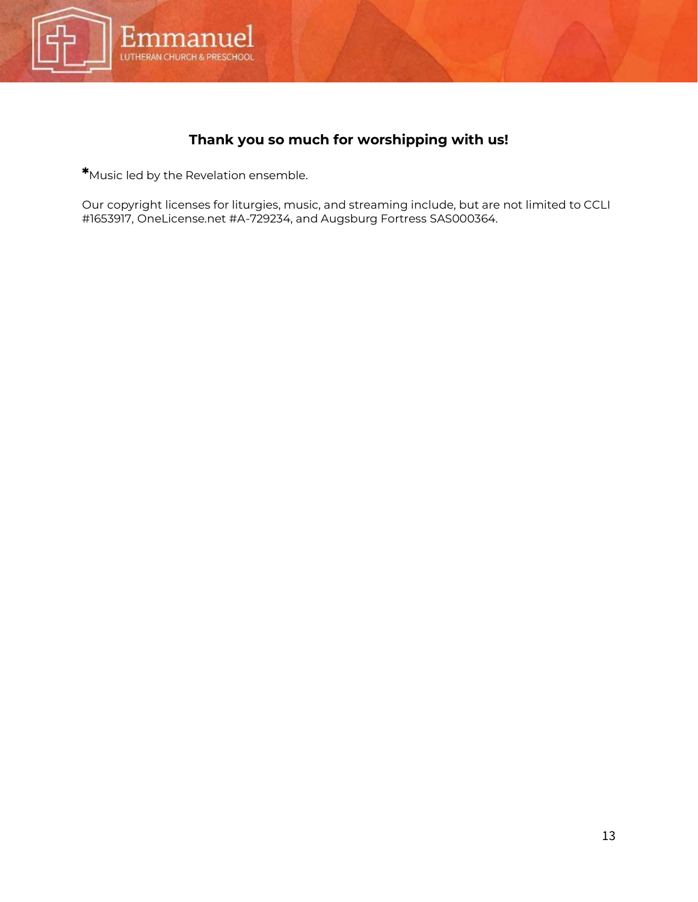**Thank you so much for worshipping with us!**

*Music led by the Revelation ensemble.

Our copyright licenses for liturgies, music, and streaming include, but are not limited to CCLI #1653917, OneLicense.net #A-729234, and Augsburg Fortress SAS000364.